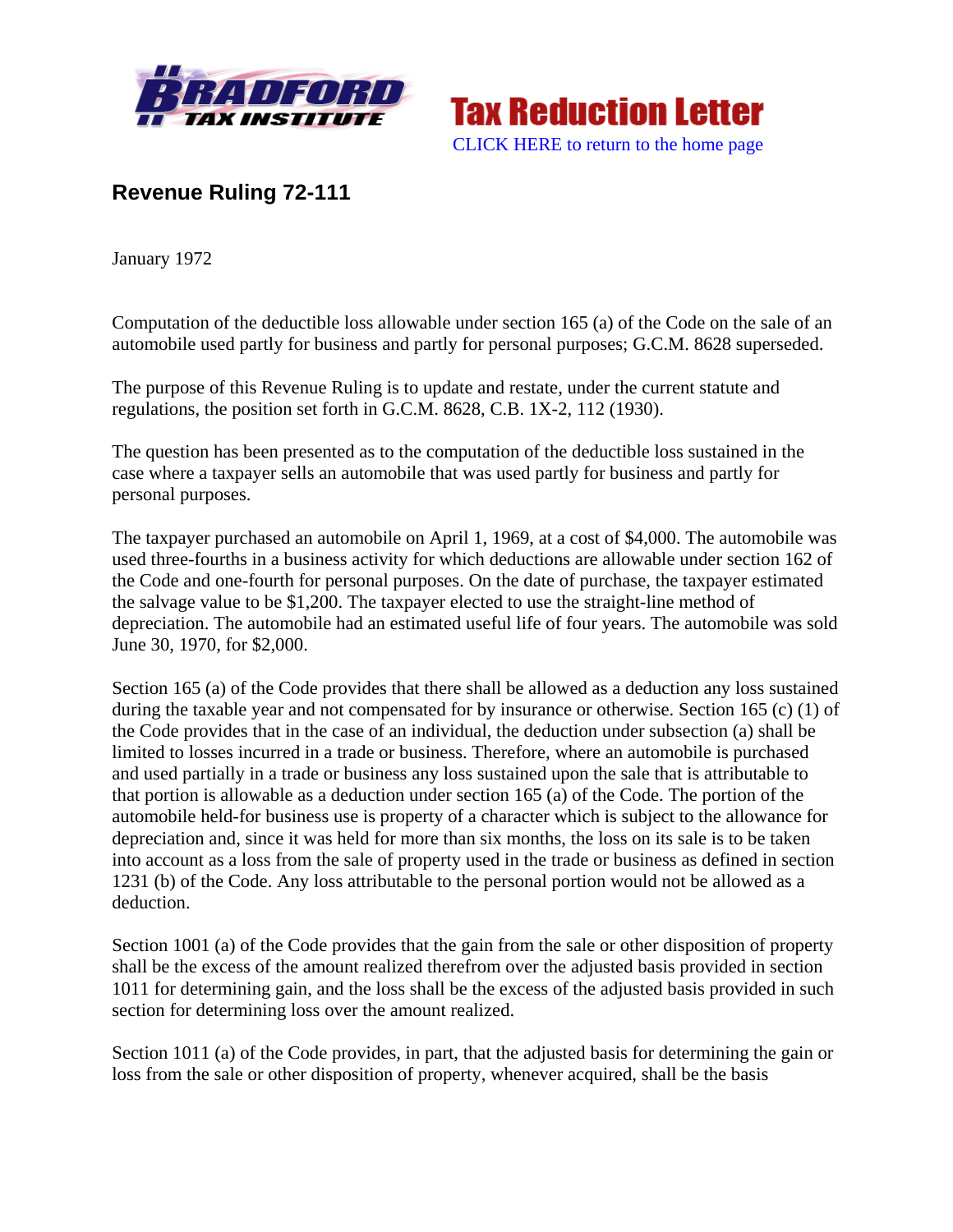Tax Reduction Letter

CLICK HERE to return to the home page

## Revenue Ruling 72-111

January 1972

Computation of the deductible loss allowable under section 165 (a) of the Code on the sale of an automobile used partly for business and partly for personal purposes; G.C.M. 8628 superseded.

The purpose of this Revenue Ruling is to update and restate, under the current statute and regulations, the position set forth in G.C.M. 8628, C.B. 1X-2, 112 (1930).

The question has been presented as to the computation of the deductible loss sustained in the case where a taxpayer sells an automobile that was used partly for business and partly for personal purposes.

The taxpayer purchased an automobile on April 1, 1969, at a cost of $4,000. The automobile was used three-fourths in a business activity for which deductions are allowable under section 162 of the Code and one-fourth for personal purposes. On the date of purchase, the taxpayer estimated the salvage value to be $1,200. The taxpayer elected to use the straight-line method of depreciation. The automobile had an estimated useful life of four years. The automobile was sold June 30, 1970, for $2,000.

Section 165 (a) of the Code provides that there shall be allowed as a deduction any loss sustained during the taxable year and not compensated for by insurance or otherwise. Section 165 (c) (1) of the Code provides that in the case of an individual, the deduction under subsection (a) shall be limited to losses incurred in a trade or business. Therefore, where an automobile is purchased and used partially in a trade or business any loss sustained upon the sale that is attributable to that portion is allowable as a deduction under section 165 (a) of the Code. The portion of the automobile held-for business use is property of a character which is subject to the allowance for depreciation and, since it was held for more than six months, the loss on its sale is to be taken into account as a loss from the sale of property used in the trade or business as defined in section 1231 (b) of the Code. Any loss attributable to the personal portion would not be allowed as a deduction.

Section 1001 (a) of the Code provides that the gain from the sale or other disposition of property shall be the excess of the amount realized therefrom over the adjusted basis provided in section 1011 for determining gain, and the loss shall be the excess of the adjusted basis provided in such section for determining loss over the amount realized.

Section 1011 (a) of the Code provides, in part, that the adjusted basis for determining the gain or loss from the sale or other disposition of property, whenever acquired, shall be the basis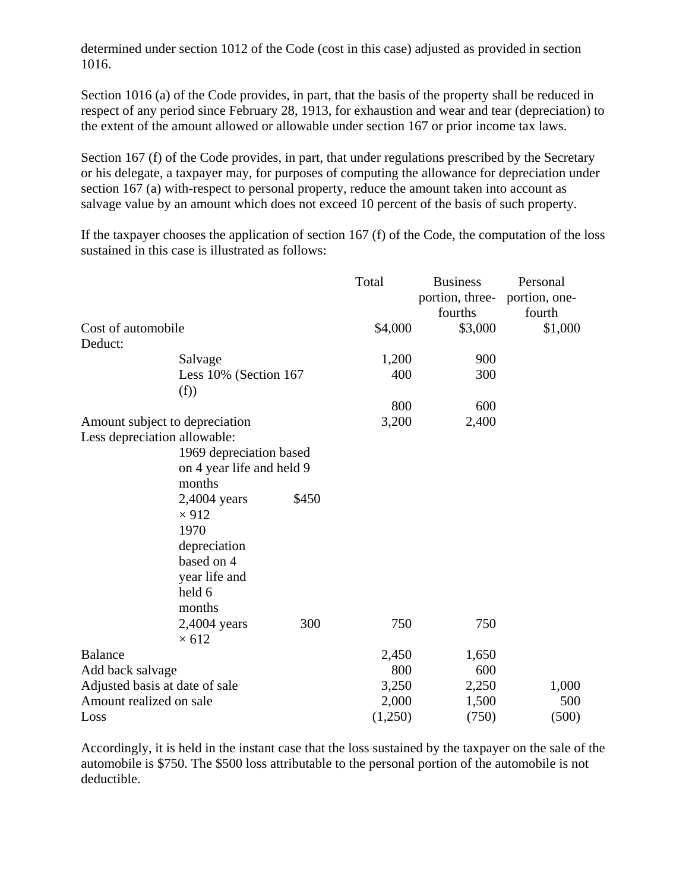determined under section 1012 of the Code (cost in this case) adjusted as provided in section 1016.

Section 1016 (a) of the Code provides, in part, that the basis of the property shall be reduced in respect of any period since February 28, 1913, for exhaustion and wear and tear (depreciation) to the extent of the amount allowed or allowable under section 167 or prior income tax laws.

Section 167 (f) of the Code provides, in part, that under regulations prescribed by the Secretary or his delegate, a taxpayer may, for purposes of computing the allowance for depreciation under section 167 (a) with-respect to personal property, reduce the amount taken into account as salvage value by an amount which does not exceed 10 percent of the basis of such property.

If the taxpayer chooses the application of section 167 (f) of the Code, the computation of the loss sustained in this case is illustrated as follows:

| | | | Total | Business portion, three-fourths | Personal portion, one-fourth |
|---|---|---|---|---|---|
| Cost of automobile | | | $4,000 | $3,000 | $1,000 |
| Deduct: | | | | | |
| | Salvage | | 1,200 | 900 | |
| | Less 10% (Section 167 (f)) | | 400 | 300 | |
| | | | 800 | 600 | |
| Amount subject to depreciation | | | 3,200 | 2,400 | |
| Less depreciation allowable: | | | | | |
| | 1969 depreciation based on 4 year life and held 9 months | | | | |
| | 2,4004 years × 912 | $450 | | | |
| | 1970 depreciation based on 4 year life and held 6 months | | | | |
| | 2,4004 years × 612 | 300 | 750 | 750 | |
| Balance | | | 2,450 | 1,650 | |
| Add back salvage | | | 800 | 600 | |
| Adjusted basis at date of sale | | | 3,250 | 2,250 | 1,000 |
| Amount realized on sale | | | 2,000 | 1,500 | 500 |
| Loss | | | (1,250) | (750) | (500) |

Accordingly, it is held in the instant case that the loss sustained by the taxpayer on the sale of the automobile is $750. The $500 loss attributable to the personal portion of the automobile is not deductible.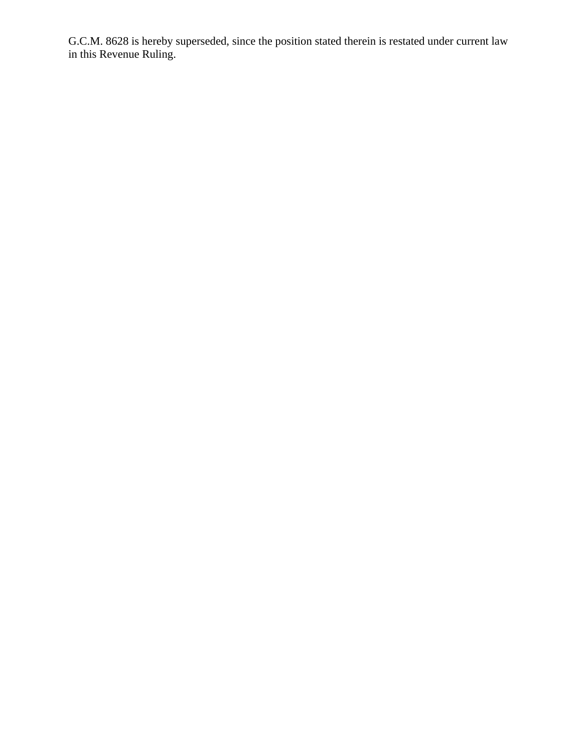G.C.M. 8628 is hereby superseded, since the position stated therein is restated under current law in this Revenue Ruling.